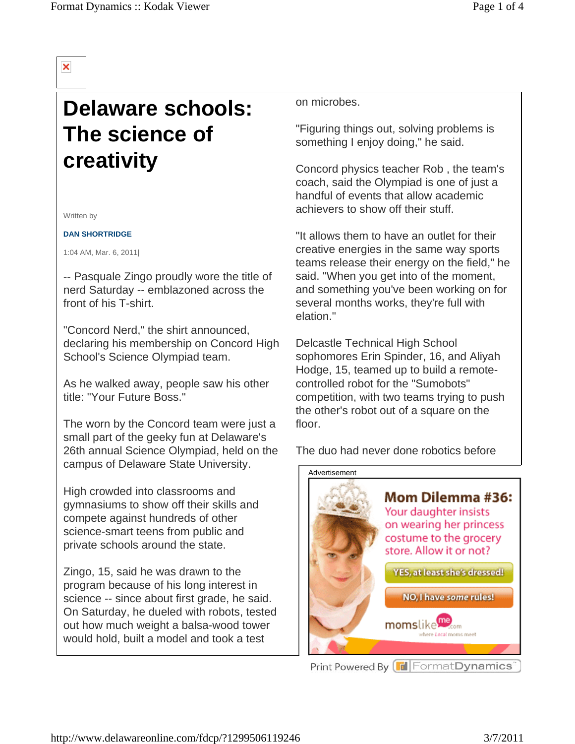# Delaware schools: The science of creativity

Written by

**DAN SHORTRIDGE**

1:04 AM, Mar. 6, 2011|

-- Pasquale Zingo proudly wore the title of nerd Saturday -- emblazoned across the front of his T-shirt.

"Concord Nerd," the shirt announced, declaring his membership on Concord High School's Science Olympiad team.

As he walked away, people saw his other title: "Your Future Boss."

The worn by the Concord team were just a small part of the geeky fun at Delaware's 26th annual Science Olympiad, held on the campus of Delaware State University.

High crowded into classrooms and gymnasiums to show off their skills and compete against hundreds of other science-smart teens from public and private schools around the state.

Zingo, 15, said he was drawn to the program because of his long interest in science -- since about first grade, he said. On Saturday, he dueled with robots, tested out how much weight a balsa-wood tower would hold, built a model and took a test on microbes.

"Figuring things out, solving problems is something I enjoy doing," he said.

Concord physics teacher Rob , the team's coach, said the Olympiad is one of just a handful of events that allow academic achievers to show off their stuff.

"It allows them to have an outlet for their creative energies in the same way sports teams release their energy on the field," he said. "When you get into of the moment, and something you've been working on for several months works, they're full with elation."

Delcastle Technical High School sophomores Erin Spinder, 16, and Aliyah Hodge, 15, teamed up to build a remote-controlled robot for the "Sumobots" competition, with two teams trying to push the other's robot out of a square on the floor.

The duo had never done robotics before

Advertisement

Mom Dilemma #36: Your daughter insists on wearing her princess costume to the grocery store. Allow it or not?

YES, at least she's dressed!

NO, I have *some* rules!

momslikeme.com where Local moms meet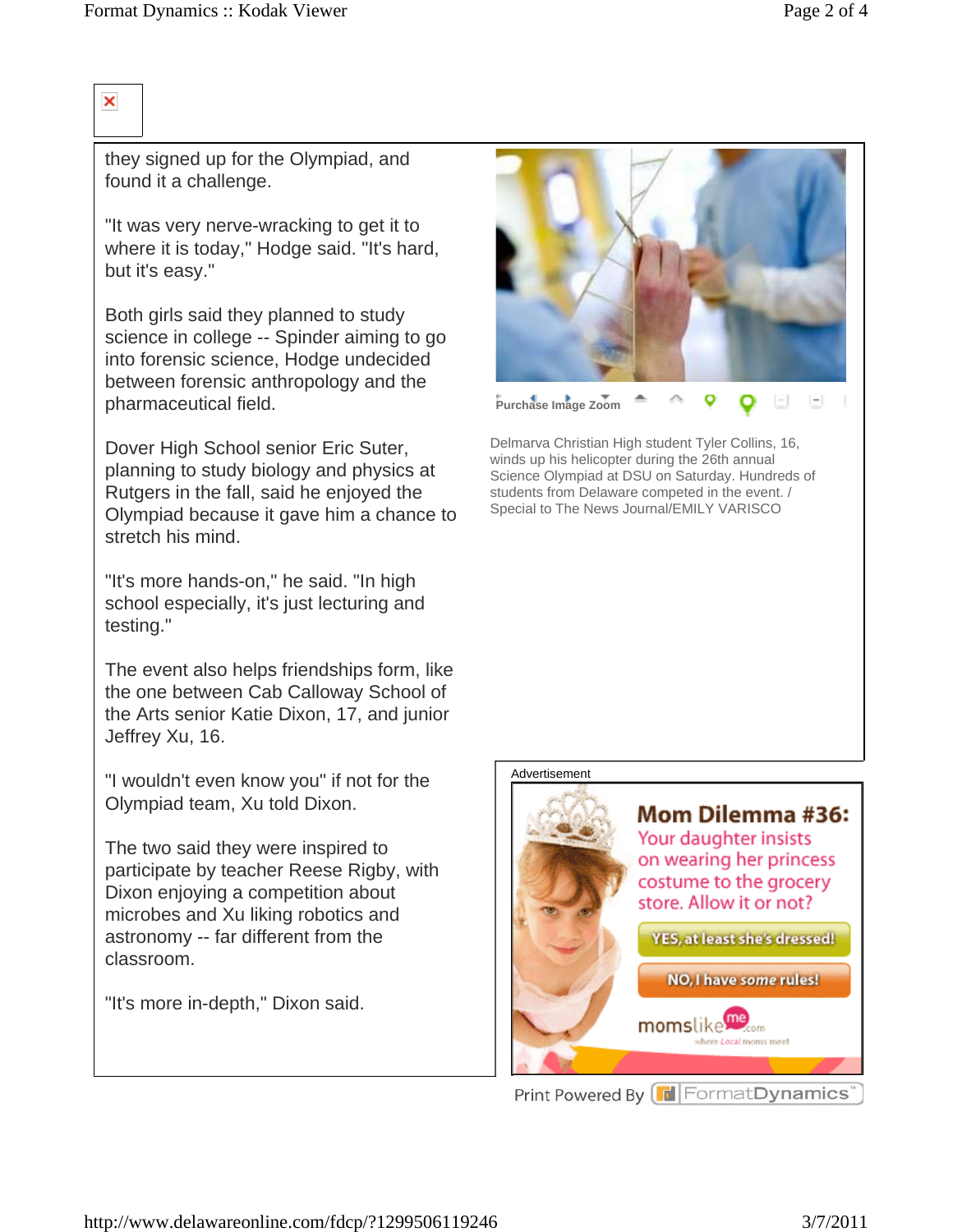they signed up for the Olympiad, and found it a challenge.

"It was very nerve-wracking to get it to where it is today," Hodge said. "It's hard, but it's easy."

Both girls said they planned to study science in college -- Spinder aiming to go into forensic science, Hodge undecided between forensic anthropology and the pharmaceutical field.

Dover High School senior Eric Suter, planning to study biology and physics at Rutgers in the fall, said he enjoyed the Olympiad because it gave him a chance to stretch his mind.

"It's more hands-on," he said. "In high school especially, it's just lecturing and testing."

The event also helps friendships form, like the one between Cab Calloway School of the Arts senior Katie Dixon, 17, and junior Jeffrey Xu, 16.

"I wouldn't even know you" if not for the Olympiad team, Xu told Dixon.

The two said they were inspired to participate by teacher Reese Rigby, with Dixon enjoying a competition about microbes and Xu liking robotics and astronomy -- far different from the classroom.

"It's more in-depth," Dixon said.

Purchase Image Zoom

Delmarva Christian High student Tyler Collins, 16, winds up his helicopter during the 26th annual Science Olympiad at DSU on Saturday. Hundreds of students from Delaware competed in the event. / Special to The News Journal/EMILY VARISCO

Advertisement

Mom Dilemma #36: Your daughter insists on wearing her princess costume to the grocery store. Allow it or not?

YES, at least she's dressed!

NO, I have some rules!

momslikeme.com where Local moms meet

Print Powered By FormatDynamics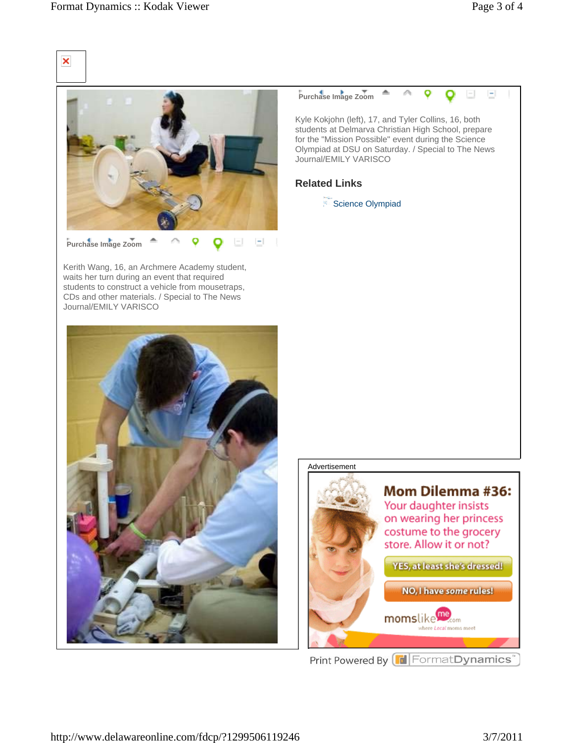Purchase Image Zoom

Kerith Wang, 16, an Archmere Academy student, waits her turn during an event that required students to construct a vehicle from mousetraps, CDs and other materials. / Special to The News Journal/EMILY VARISCO

Purchase Image Zoom

Kyle Kokjohn (left), 17, and Tyler Collins, 16, both students at Delmarva Christian High School, prepare for the "Mission Possible" event during the Science Olympiad at DSU on Saturday. / Special to The News Journal/EMILY VARISCO

## Related Links

- Science Olympiad

Advertisement

**Mom Dilemma #36:** Your daughter insists on wearing her princess costume to the grocery store. Allow it or not?

YES, at least she's dressed!

NO, I have some rules!

momslikeme.com where Local moms meet

Print Powered By FormatDynamics